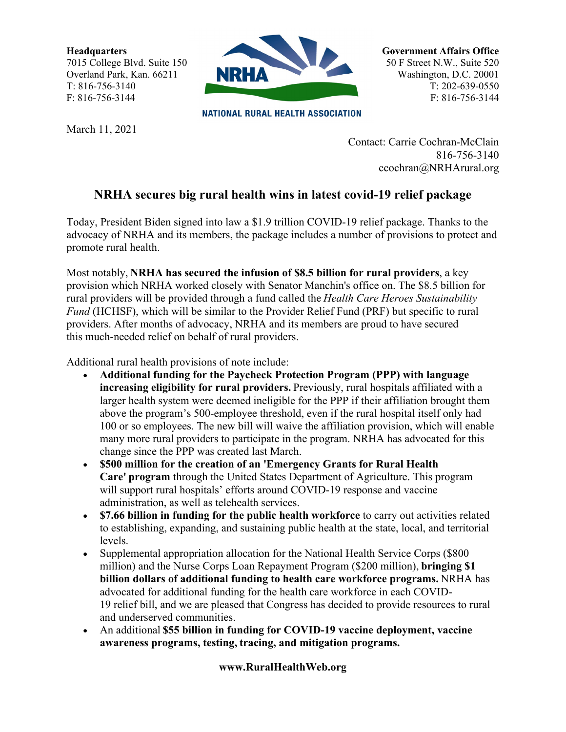**Headquarters**
7015 College Blvd. Suite 150
Overland Park, Kan. 66211
T: 816-756-3140
F: 816-756-3144

NRHA

NATIONAL RURAL HEALTH ASSOCIATION

**Government Affairs Office**
50 F Street N.W., Suite 520
Washington, D.C. 20001
T: 202-639-0550
F: 816-756-3144

March 11, 2021

Contact: Carrie Cochran-McClain
816-756-3140
ccochran@NRHArural.org

## NRHA secures big rural health wins in latest covid-19 relief package

Today, President Biden signed into law a $1.9 trillion COVID-19 relief package. Thanks to the advocacy of NRHA and its members, the package includes a number of provisions to protect and promote rural health.

Most notably, **NRHA has secured the infusion of $8.5 billion for rural providers**, a key provision which NRHA worked closely with Senator Manchin's office on. The $8.5 billion for rural providers will be provided through a fund called the *Health Care Heroes Sustainability Fund* (HCHSF), which will be similar to the Provider Relief Fund (PRF) but specific to rural providers. After months of advocacy, NRHA and its members are proud to have secured this much-needed relief on behalf of rural providers.

Additional rural health provisions of note include:

- **Additional funding for the Paycheck Protection Program (PPP) with language increasing eligibility for rural providers.** Previously, rural hospitals affiliated with a larger health system were deemed ineligible for the PPP if their affiliation brought them above the program's 500-employee threshold, even if the rural hospital itself only had 100 or so employees. The new bill will waive the affiliation provision, which will enable many more rural providers to participate in the program. NRHA has advocated for this change since the PPP was created last March.
- **$500 million for the creation of an 'Emergency Grants for Rural Health Care' program** through the United States Department of Agriculture. This program will support rural hospitals' efforts around COVID-19 response and vaccine administration, as well as telehealth services.
- **$7.66 billion in funding for the public health workforce** to carry out activities related to establishing, expanding, and sustaining public health at the state, local, and territorial levels.
- Supplemental appropriation allocation for the National Health Service Corps ($800 million) and the Nurse Corps Loan Repayment Program ($200 million), **bringing $1 billion dollars of additional funding to health care workforce programs.** NRHA has advocated for additional funding for the health care workforce in each COVID-19 relief bill, and we are pleased that Congress has decided to provide resources to rural and underserved communities.
- An additional **$55 billion in funding for COVID-19 vaccine deployment, vaccine awareness programs, testing, tracing, and mitigation programs.**

**www.RuralHealthWeb.org**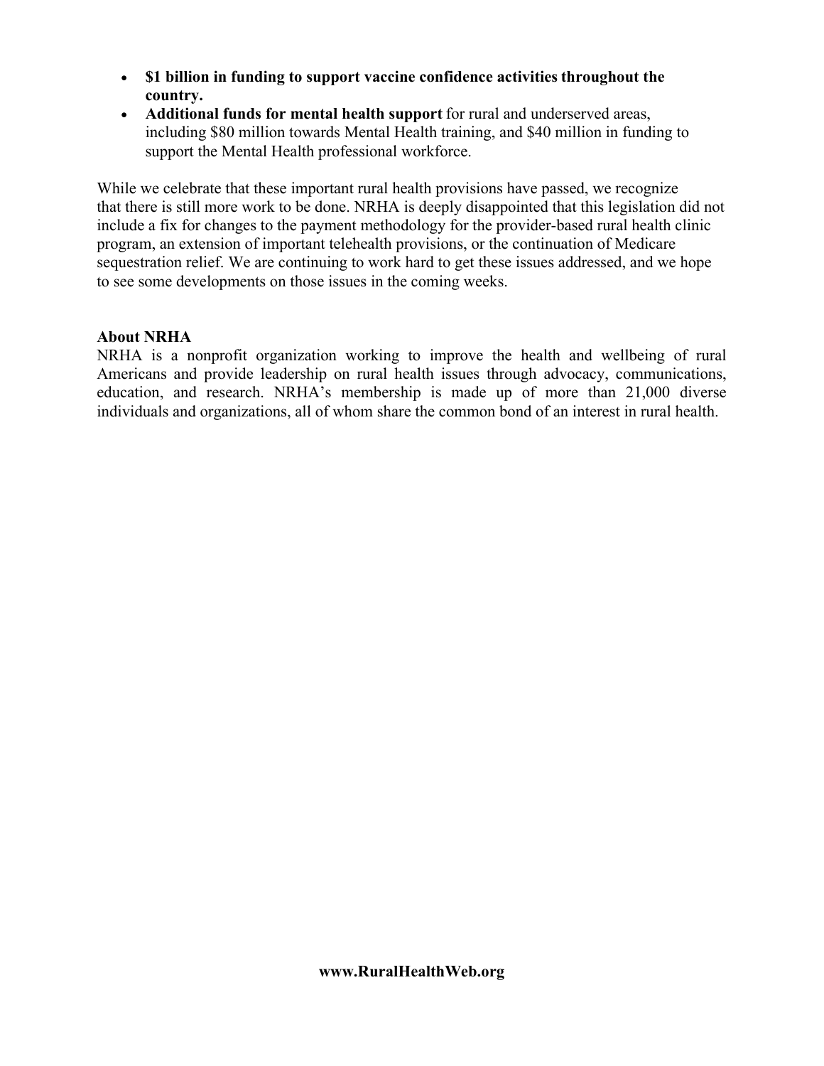- **$1 billion in funding to support vaccine confidence activities throughout the country.**
- **Additional funds for mental health support** for rural and underserved areas, including $80 million towards Mental Health training, and $40 million in funding to support the Mental Health professional workforce.

While we celebrate that these important rural health provisions have passed, we recognize that there is still more work to be done. NRHA is deeply disappointed that this legislation did not include a fix for changes to the payment methodology for the provider-based rural health clinic program, an extension of important telehealth provisions, or the continuation of Medicare sequestration relief. We are continuing to work hard to get these issues addressed, and we hope to see some developments on those issues in the coming weeks.

**About NRHA**

NRHA is a nonprofit organization working to improve the health and wellbeing of rural Americans and provide leadership on rural health issues through advocacy, communications, education, and research. NRHA's membership is made up of more than 21,000 diverse individuals and organizations, all of whom share the common bond of an interest in rural health.

**www.RuralHealthWeb.org**